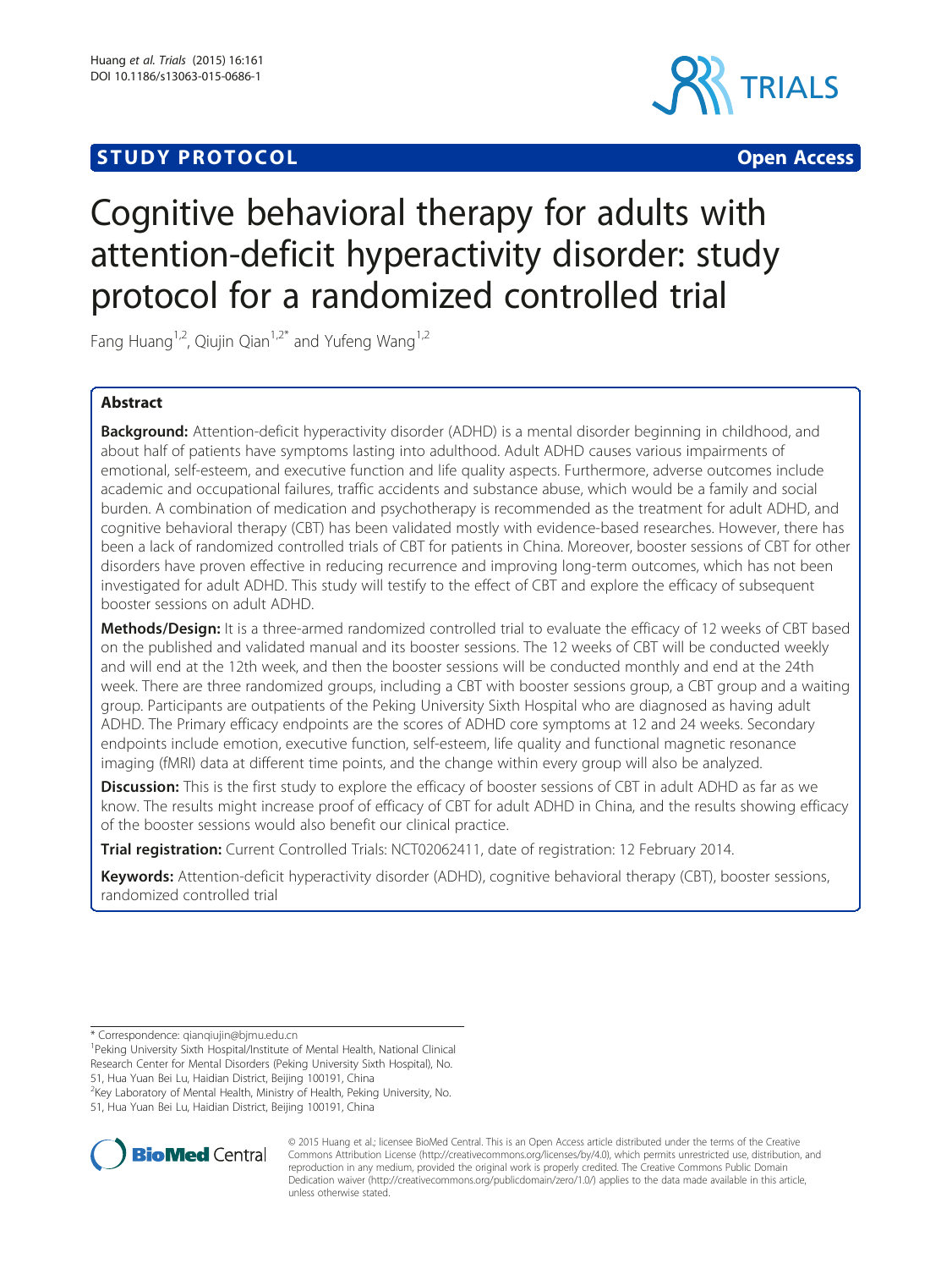STUDY PROTOCOL Open Access

# Cognitive behavioral therapy for adults with attention-deficit hyperactivity disorder: study protocol for a randomized controlled trial

Fang Huang[1,2], Qiujin Qian[1,2*] and Yufeng Wang[1,2]

## Abstract

**Background:** Attention-deficit hyperactivity disorder (ADHD) is a mental disorder beginning in childhood, and about half of patients have symptoms lasting into adulthood. Adult ADHD causes various impairments of emotional, self-esteem, and executive function and life quality aspects. Furthermore, adverse outcomes include academic and occupational failures, traffic accidents and substance abuse, which would be a family and social burden. A combination of medication and psychotherapy is recommended as the treatment for adult ADHD, and cognitive behavioral therapy (CBT) has been validated mostly with evidence-based researches. However, there has been a lack of randomized controlled trials of CBT for patients in China. Moreover, booster sessions of CBT for other disorders have proven effective in reducing recurrence and improving long-term outcomes, which has not been investigated for adult ADHD. This study will testify to the effect of CBT and explore the efficacy of subsequent booster sessions on adult ADHD.

**Methods/Design:** It is a three-armed randomized controlled trial to evaluate the efficacy of 12 weeks of CBT based on the published and validated manual and its booster sessions. The 12 weeks of CBT will be conducted weekly and will end at the 12th week, and then the booster sessions will be conducted monthly and end at the 24th week. There are three randomized groups, including a CBT with booster sessions group, a CBT group and a waiting group. Participants are outpatients of the Peking University Sixth Hospital who are diagnosed as having adult ADHD. The Primary efficacy endpoints are the scores of ADHD core symptoms at 12 and 24 weeks. Secondary endpoints include emotion, executive function, self-esteem, life quality and functional magnetic resonance imaging (fMRI) data at different time points, and the change within every group will also be analyzed.

**Discussion:** This is the first study to explore the efficacy of booster sessions of CBT in adult ADHD as far as we know. The results might increase proof of efficacy of CBT for adult ADHD in China, and the results showing efficacy of the booster sessions would also benefit our clinical practice.

**Trial registration:** Current Controlled Trials: NCT02062411, date of registration: 12 February 2014.

**Keywords:** Attention-deficit hyperactivity disorder (ADHD), cognitive behavioral therapy (CBT), booster sessions, randomized controlled trial

\* Correspondence: qianqiujin@bjmu.edu.cn

[1]Peking University Sixth Hospital/Institute of Mental Health, National Clinical Research Center for Mental Disorders (Peking University Sixth Hospital), No. 51, Hua Yuan Bei Lu, Haidian District, Beijing 100191, China

[2]Key Laboratory of Mental Health, Ministry of Health, Peking University, No. 51, Hua Yuan Bei Lu, Haidian District, Beijing 100191, China

© 2015 Huang et al.; licensee BioMed Central. This is an Open Access article distributed under the terms of the Creative Commons Attribution License (http://creativecommons.org/licenses/by/4.0), which permits unrestricted use, distribution, and reproduction in any medium, provided the original work is properly credited. The Creative Commons Public Domain Dedication waiver (http://creativecommons.org/publicdomain/zero/1.0/) applies to the data made available in this article, unless otherwise stated.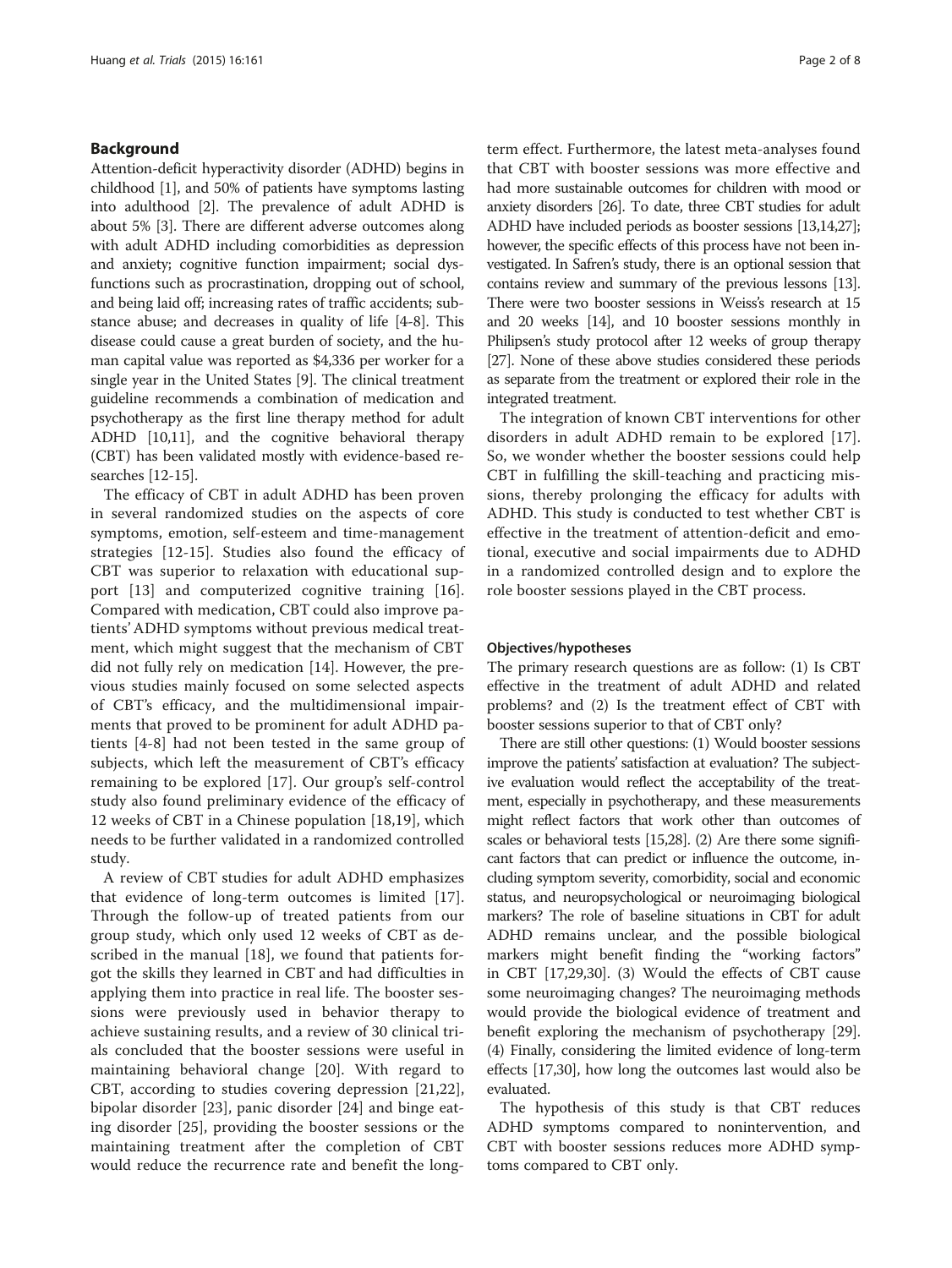## Background

Attention-deficit hyperactivity disorder (ADHD) begins in childhood [1], and 50% of patients have symptoms lasting into adulthood [2]. The prevalence of adult ADHD is about 5% [3]. There are different adverse outcomes along with adult ADHD including comorbidities as depression and anxiety; cognitive function impairment; social dysfunctions such as procrastination, dropping out of school, and being laid off; increasing rates of traffic accidents; substance abuse; and decreases in quality of life [4-8]. This disease could cause a great burden of society, and the human capital value was reported as $4,336 per worker for a single year in the United States [9]. The clinical treatment guideline recommends a combination of medication and psychotherapy as the first line therapy method for adult ADHD [10,11], and the cognitive behavioral therapy (CBT) has been validated mostly with evidence-based researches [12-15].

The efficacy of CBT in adult ADHD has been proven in several randomized studies on the aspects of core symptoms, emotion, self-esteem and time-management strategies [12-15]. Studies also found the efficacy of CBT was superior to relaxation with educational support [13] and computerized cognitive training [16]. Compared with medication, CBT could also improve patients' ADHD symptoms without previous medical treatment, which might suggest that the mechanism of CBT did not fully rely on medication [14]. However, the previous studies mainly focused on some selected aspects of CBT's efficacy, and the multidimensional impairments that proved to be prominent for adult ADHD patients [4-8] had not been tested in the same group of subjects, which left the measurement of CBT's efficacy remaining to be explored [17]. Our group's self-control study also found preliminary evidence of the efficacy of 12 weeks of CBT in a Chinese population [18,19], which needs to be further validated in a randomized controlled study.

A review of CBT studies for adult ADHD emphasizes that evidence of long-term outcomes is limited [17]. Through the follow-up of treated patients from our group study, which only used 12 weeks of CBT as described in the manual [18], we found that patients forgot the skills they learned in CBT and had difficulties in applying them into practice in real life. The booster sessions were previously used in behavior therapy to achieve sustaining results, and a review of 30 clinical trials concluded that the booster sessions were useful in maintaining behavioral change [20]. With regard to CBT, according to studies covering depression [21,22], bipolar disorder [23], panic disorder [24] and binge eating disorder [25], providing the booster sessions or the maintaining treatment after the completion of CBT would reduce the recurrence rate and benefit the long-term effect. Furthermore, the latest meta-analyses found that CBT with booster sessions was more effective and had more sustainable outcomes for children with mood or anxiety disorders [26]. To date, three CBT studies for adult ADHD have included periods as booster sessions [13,14,27]; however, the specific effects of this process have not been investigated. In Safren's study, there is an optional session that contains review and summary of the previous lessons [13]. There were two booster sessions in Weiss's research at 15 and 20 weeks [14], and 10 booster sessions monthly in Philipsen's study protocol after 12 weeks of group therapy [27]. None of these above studies considered these periods as separate from the treatment or explored their role in the integrated treatment.

The integration of known CBT interventions for other disorders in adult ADHD remain to be explored [17]. So, we wonder whether the booster sessions could help CBT in fulfilling the skill-teaching and practicing missions, thereby prolonging the efficacy for adults with ADHD. This study is conducted to test whether CBT is effective in the treatment of attention-deficit and emotional, executive and social impairments due to ADHD in a randomized controlled design and to explore the role booster sessions played in the CBT process.

### Objectives/hypotheses

The primary research questions are as follow: (1) Is CBT effective in the treatment of adult ADHD and related problems? and (2) Is the treatment effect of CBT with booster sessions superior to that of CBT only?

There are still other questions: (1) Would booster sessions improve the patients' satisfaction at evaluation? The subjective evaluation would reflect the acceptability of the treatment, especially in psychotherapy, and these measurements might reflect factors that work other than outcomes of scales or behavioral tests [15,28]. (2) Are there some significant factors that can predict or influence the outcome, including symptom severity, comorbidity, social and economic status, and neuropsychological or neuroimaging biological markers? The role of baseline situations in CBT for adult ADHD remains unclear, and the possible biological markers might benefit finding the "working factors" in CBT [17,29,30]. (3) Would the effects of CBT cause some neuroimaging changes? The neuroimaging methods would provide the biological evidence of treatment and benefit exploring the mechanism of psychotherapy [29]. (4) Finally, considering the limited evidence of long-term effects [17,30], how long the outcomes last would also be evaluated.

The hypothesis of this study is that CBT reduces ADHD symptoms compared to nonintervention, and CBT with booster sessions reduces more ADHD symptoms compared to CBT only.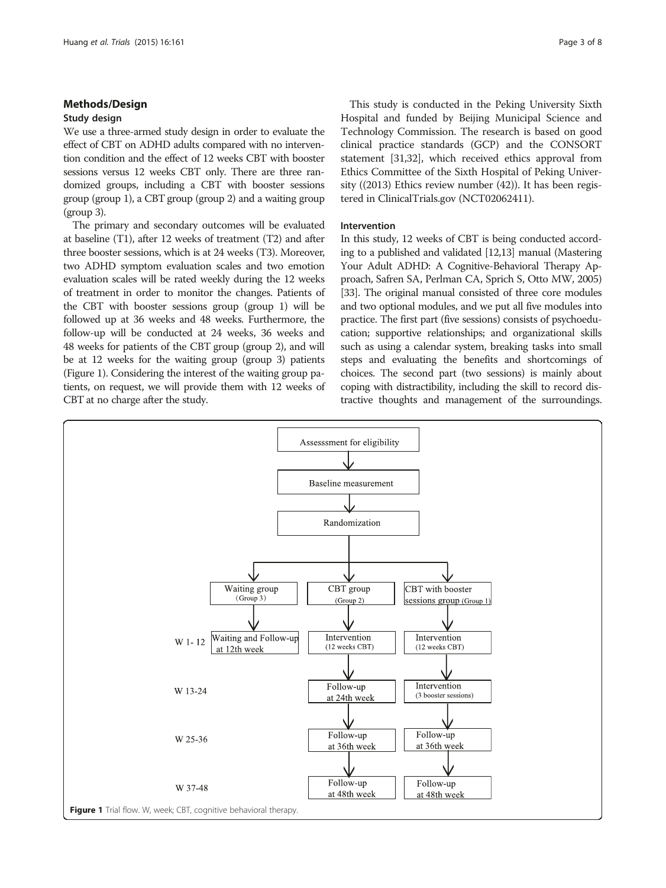## Methods/Design

### Study design

We use a three-armed study design in order to evaluate the effect of CBT on ADHD adults compared with no intervention condition and the effect of 12 weeks CBT with booster sessions versus 12 weeks CBT only. There are three randomized groups, including a CBT with booster sessions group (group 1), a CBT group (group 2) and a waiting group (group 3).

The primary and secondary outcomes will be evaluated at baseline (T1), after 12 weeks of treatment (T2) and after three booster sessions, which is at 24 weeks (T3). Moreover, two ADHD symptom evaluation scales and two emotion evaluation scales will be rated weekly during the 12 weeks of treatment in order to monitor the changes. Patients of the CBT with booster sessions group (group 1) will be followed up at 36 weeks and 48 weeks. Furthermore, the follow-up will be conducted at 24 weeks, 36 weeks and 48 weeks for patients of the CBT group (group 2), and will be at 12 weeks for the waiting group (group 3) patients (Figure 1). Considering the interest of the waiting group patients, on request, we will provide them with 12 weeks of CBT at no charge after the study.

This study is conducted in the Peking University Sixth Hospital and funded by Beijing Municipal Science and Technology Commission. The research is based on good clinical practice standards (GCP) and the CONSORT statement [31,32], which received ethics approval from Ethics Committee of the Sixth Hospital of Peking University ((2013) Ethics review number (42)). It has been registered in ClinicalTrials.gov (NCT02062411).

### Intervention

In this study, 12 weeks of CBT is being conducted according to a published and validated [12,13] manual (Mastering Your Adult ADHD: A Cognitive-Behavioral Therapy Approach, Safren SA, Perlman CA, Sprich S, Otto MW, 2005) [33]. The original manual consisted of three core modules and two optional modules, and we put all five modules into practice. The first part (five sessions) consists of psychoeducation; supportive relationships; and organizational skills such as using a calendar system, breaking tasks into small steps and evaluating the benefits and shortcomings of choices. The second part (two sessions) is mainly about coping with distractibility, including the skill to record distractive thoughts and management of the surroundings.

Figure 1 Trial flow. W, week; CBT, cognitive behavioral therapy.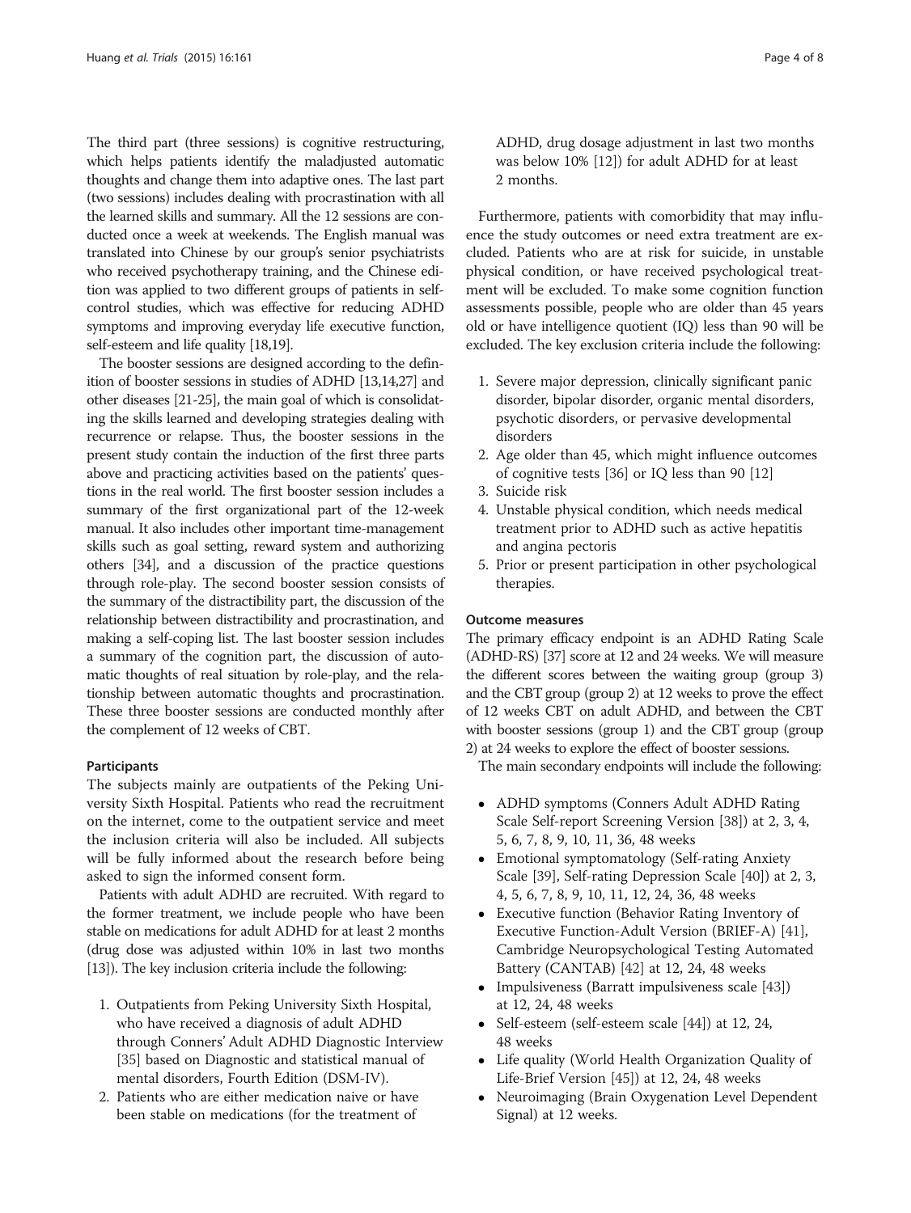The third part (three sessions) is cognitive restructuring, which helps patients identify the maladjusted automatic thoughts and change them into adaptive ones. The last part (two sessions) includes dealing with procrastination with all the learned skills and summary. All the 12 sessions are conducted once a week at weekends. The English manual was translated into Chinese by our group's senior psychiatrists who received psychotherapy training, and the Chinese edition was applied to two different groups of patients in self-control studies, which was effective for reducing ADHD symptoms and improving everyday life executive function, self-esteem and life quality [18,19].

The booster sessions are designed according to the definition of booster sessions in studies of ADHD [13,14,27] and other diseases [21-25], the main goal of which is consolidating the skills learned and developing strategies dealing with recurrence or relapse. Thus, the booster sessions in the present study contain the induction of the first three parts above and practicing activities based on the patients' questions in the real world. The first booster session includes a summary of the first organizational part of the 12-week manual. It also includes other important time-management skills such as goal setting, reward system and authorizing others [34], and a discussion of the practice questions through role-play. The second booster session consists of the summary of the distractibility part, the discussion of the relationship between distractibility and procrastination, and making a self-coping list. The last booster session includes a summary of the cognition part, the discussion of automatic thoughts of real situation by role-play, and the relationship between automatic thoughts and procrastination. These three booster sessions are conducted monthly after the complement of 12 weeks of CBT.

#### Participants

The subjects mainly are outpatients of the Peking University Sixth Hospital. Patients who read the recruitment on the internet, come to the outpatient service and meet the inclusion criteria will also be included. All subjects will be fully informed about the research before being asked to sign the informed consent form.

Patients with adult ADHD are recruited. With regard to the former treatment, we include people who have been stable on medications for adult ADHD for at least 2 months (drug dose was adjusted within 10% in last two months [13]). The key inclusion criteria include the following:

1. Outpatients from Peking University Sixth Hospital, who have received a diagnosis of adult ADHD through Conners' Adult ADHD Diagnostic Interview [35] based on Diagnostic and statistical manual of mental disorders, Fourth Edition (DSM-IV).
2. Patients who are either medication naive or have been stable on medications (for the treatment of ADHD, drug dosage adjustment in last two months was below 10% [12]) for adult ADHD for at least 2 months.

Furthermore, patients with comorbidity that may influence the study outcomes or need extra treatment are excluded. Patients who are at risk for suicide, in unstable physical condition, or have received psychological treatment will be excluded. To make some cognition function assessments possible, people who are older than 45 years old or have intelligence quotient (IQ) less than 90 will be excluded. The key exclusion criteria include the following:

1. Severe major depression, clinically significant panic disorder, bipolar disorder, organic mental disorders, psychotic disorders, or pervasive developmental disorders
2. Age older than 45, which might influence outcomes of cognitive tests [36] or IQ less than 90 [12]
3. Suicide risk
4. Unstable physical condition, which needs medical treatment prior to ADHD such as active hepatitis and angina pectoris
5. Prior or present participation in other psychological therapies.

#### Outcome measures

The primary efficacy endpoint is an ADHD Rating Scale (ADHD-RS) [37] score at 12 and 24 weeks. We will measure the different scores between the waiting group (group 3) and the CBT group (group 2) at 12 weeks to prove the effect of 12 weeks CBT on adult ADHD, and between the CBT with booster sessions (group 1) and the CBT group (group 2) at 24 weeks to explore the effect of booster sessions.

The main secondary endpoints will include the following:

- ADHD symptoms (Conners Adult ADHD Rating Scale Self-report Screening Version [38]) at 2, 3, 4, 5, 6, 7, 8, 9, 10, 11, 36, 48 weeks
- Emotional symptomatology (Self-rating Anxiety Scale [39], Self-rating Depression Scale [40]) at 2, 3, 4, 5, 6, 7, 8, 9, 10, 11, 12, 24, 36, 48 weeks
- Executive function (Behavior Rating Inventory of Executive Function-Adult Version (BRIEF-A) [41], Cambridge Neuropsychological Testing Automated Battery (CANTAB) [42] at 12, 24, 48 weeks
- Impulsiveness (Barratt impulsiveness scale [43]) at 12, 24, 48 weeks
- Self-esteem (self-esteem scale [44]) at 12, 24, 48 weeks
- Life quality (World Health Organization Quality of Life-Brief Version [45]) at 12, 24, 48 weeks
- Neuroimaging (Brain Oxygenation Level Dependent Signal) at 12 weeks.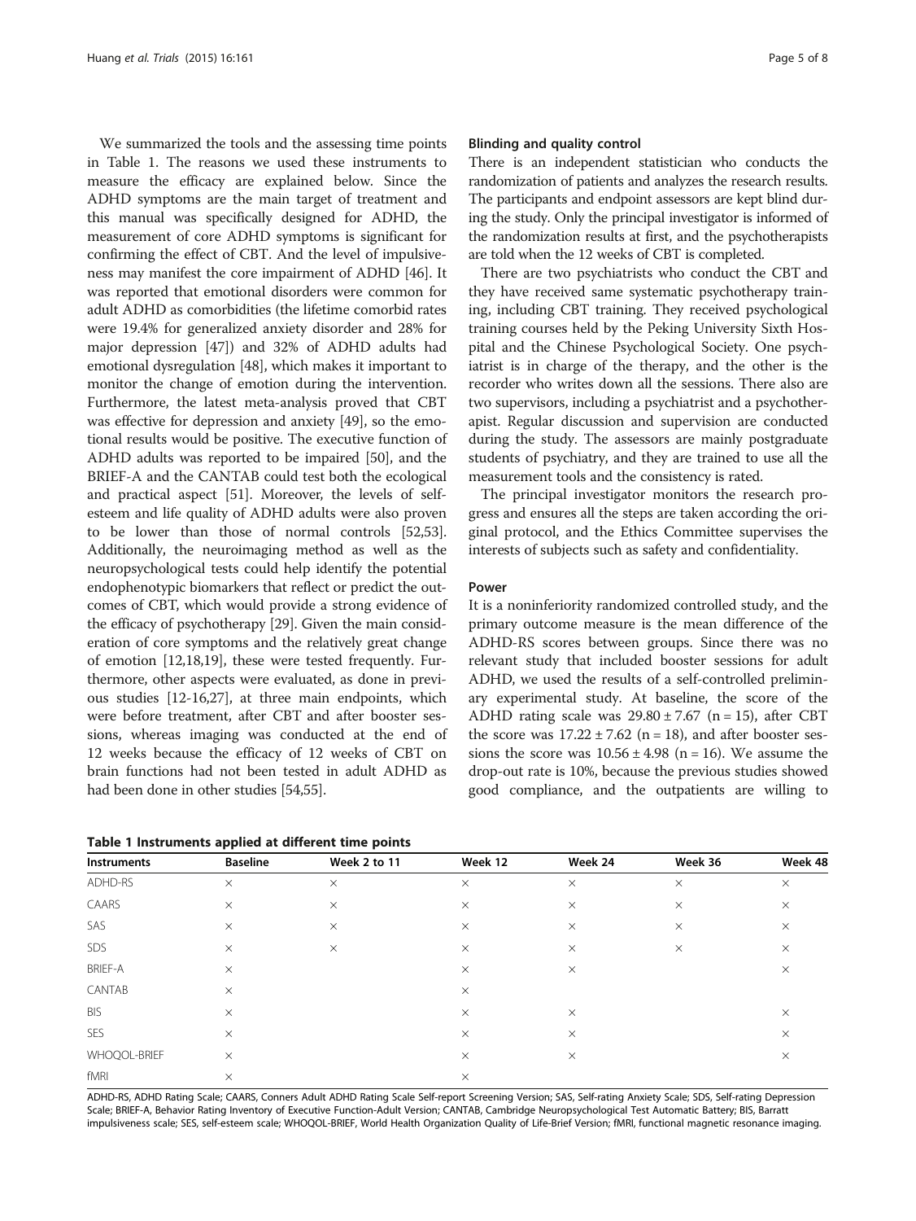We summarized the tools and the assessing time points in Table 1. The reasons we used these instruments to measure the efficacy are explained below. Since the ADHD symptoms are the main target of treatment and this manual was specifically designed for ADHD, the measurement of core ADHD symptoms is significant for confirming the effect of CBT. And the level of impulsiveness may manifest the core impairment of ADHD [46]. It was reported that emotional disorders were common for adult ADHD as comorbidities (the lifetime comorbid rates were 19.4% for generalized anxiety disorder and 28% for major depression [47]) and 32% of ADHD adults had emotional dysregulation [48], which makes it important to monitor the change of emotion during the intervention. Furthermore, the latest meta-analysis proved that CBT was effective for depression and anxiety [49], so the emotional results would be positive. The executive function of ADHD adults was reported to be impaired [50], and the BRIEF-A and the CANTAB could test both the ecological and practical aspect [51]. Moreover, the levels of self-esteem and life quality of ADHD adults were also proven to be lower than those of normal controls [52,53]. Additionally, the neuroimaging method as well as the neuropsychological tests could help identify the potential endophenotypic biomarkers that reflect or predict the outcomes of CBT, which would provide a strong evidence of the efficacy of psychotherapy [29]. Given the main consideration of core symptoms and the relatively great change of emotion [12,18,19], these were tested frequently. Furthermore, other aspects were evaluated, as done in previous studies [12-16,27], at three main endpoints, which were before treatment, after CBT and after booster sessions, whereas imaging was conducted at the end of 12 weeks because the efficacy of 12 weeks of CBT on brain functions had not been tested in adult ADHD as had been done in other studies [54,55].

### Blinding and quality control

There is an independent statistician who conducts the randomization of patients and analyzes the research results. The participants and endpoint assessors are kept blind during the study. Only the principal investigator is informed of the randomization results at first, and the psychotherapists are told when the 12 weeks of CBT is completed.

There are two psychiatrists who conduct the CBT and they have received same systematic psychotherapy training, including CBT training. They received psychological training courses held by the Peking University Sixth Hospital and the Chinese Psychological Society. One psychiatrist is in charge of the therapy, and the other is the recorder who writes down all the sessions. There also are two supervisors, including a psychiatrist and a psychotherapist. Regular discussion and supervision are conducted during the study. The assessors are mainly postgraduate students of psychiatry, and they are trained to use all the measurement tools and the consistency is rated.

The principal investigator monitors the research progress and ensures all the steps are taken according the original protocol, and the Ethics Committee supervises the interests of subjects such as safety and confidentiality.

### Power

It is a noninferiority randomized controlled study, and the primary outcome measure is the mean difference of the ADHD-RS scores between groups. Since there was no relevant study that included booster sessions for adult ADHD, we used the results of a self-controlled preliminary experimental study. At baseline, the score of the ADHD rating scale was $29.80 \pm 7.67$ ($n = 15$), after CBT the score was $17.22 \pm 7.62$ ($n = 18$), and after booster sessions the score was $10.56 \pm 4.98$ ($n = 16$). We assume the drop-out rate is 10%, because the previous studies showed good compliance, and the outpatients are willing to

**Table 1 Instruments applied at different time points**

| Instruments | Baseline | Week 2 to 11 | Week 12 | Week 24 | Week 36 | Week 48 |
|---|---|---|---|---|---|---|
| ADHD-RS | × | × | × | × | × | × |
| CAARS | × | × | × | × | × | × |
| SAS | × | × | × | × | × | × |
| SDS | × | × | × | × | × | × |
| BRIEF-A | × | | × | × | | × |
| CANTAB | × | | × | | | |
| BIS | × | | × | × | | × |
| SES | × | | × | × | | × |
| WHOQOL-BRIEF | × | | × | × | | × |
| fMRI | × | | × | | | |

ADHD-RS, ADHD Rating Scale; CAARS, Conners Adult ADHD Rating Scale Self-report Screening Version; SAS, Self-rating Anxiety Scale; SDS, Self-rating Depression Scale; BRIEF-A, Behavior Rating Inventory of Executive Function-Adult Version; CANTAB, Cambridge Neuropsychological Test Automatic Battery; BIS, Barratt impulsiveness scale; SES, self-esteem scale; WHOQOL-BRIEF, World Health Organization Quality of Life-Brief Version; fMRI, functional magnetic resonance imaging.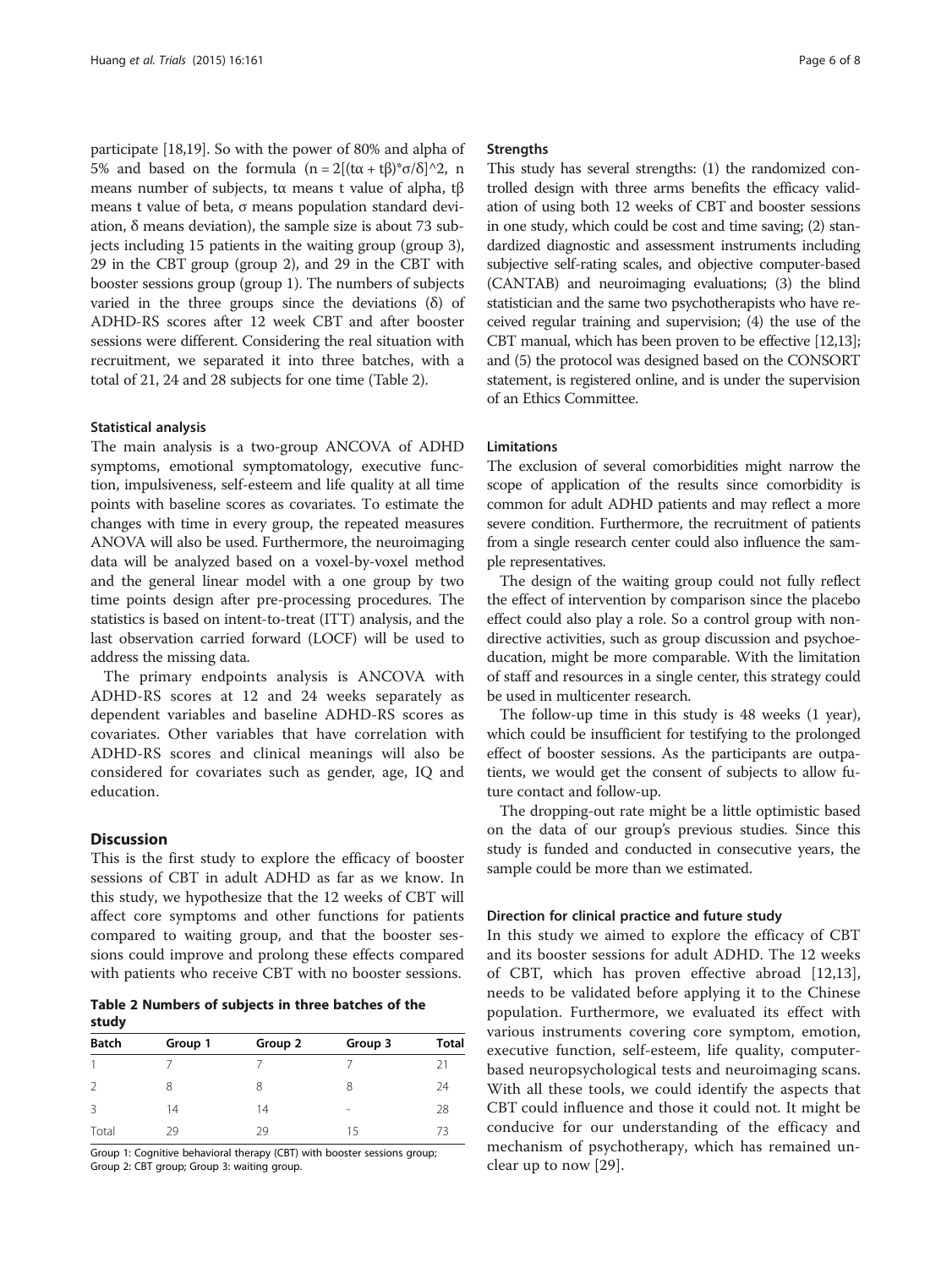participate [18,19]. So with the power of 80% and alpha of 5% and based on the formula ($n = 2[(t\alpha + t\beta)^*\sigma/\delta]^2$, n means number of subjects, tα means t value of alpha, tβ means t value of beta, σ means population standard deviation, δ means deviation), the sample size is about 73 subjects including 15 patients in the waiting group (group 3), 29 in the CBT group (group 2), and 29 in the CBT with booster sessions group (group 1). The numbers of subjects varied in the three groups since the deviations (δ) of ADHD-RS scores after 12 week CBT and after booster sessions were different. Considering the real situation with recruitment, we separated it into three batches, with a total of 21, 24 and 28 subjects for one time (Table 2).

### Statistical analysis

The main analysis is a two-group ANCOVA of ADHD symptoms, emotional symptomatology, executive function, impulsiveness, self-esteem and life quality at all time points with baseline scores as covariates. To estimate the changes with time in every group, the repeated measures ANOVA will also be used. Furthermore, the neuroimaging data will be analyzed based on a voxel-by-voxel method and the general linear model with a one group by two time points design after pre-processing procedures. The statistics is based on intent-to-treat (ITT) analysis, and the last observation carried forward (LOCF) will be used to address the missing data.

The primary endpoints analysis is ANCOVA with ADHD-RS scores at 12 and 24 weeks separately as dependent variables and baseline ADHD-RS scores as covariates. Other variables that have correlation with ADHD-RS scores and clinical meanings will also be considered for covariates such as gender, age, IQ and education.

## Discussion

This is the first study to explore the efficacy of booster sessions of CBT in adult ADHD as far as we know. In this study, we hypothesize that the 12 weeks of CBT will affect core symptoms and other functions for patients compared to waiting group, and that the booster sessions could improve and prolong these effects compared with patients who receive CBT with no booster sessions.

**Table 2 Numbers of subjects in three batches of the study**

| Batch | Group 1 | Group 2 | Group 3 | Total |
|---|---|---|---|---|
| 1 | 7 | 7 | 7 | 21 |
| 2 | 8 | 8 | 8 | 24 |
| 3 | 14 | 14 | - | 28 |
| Total | 29 | 29 | 15 | 73 |

Group 1: Cognitive behavioral therapy (CBT) with booster sessions group; Group 2: CBT group; Group 3: waiting group.

### Strengths

This study has several strengths: (1) the randomized controlled design with three arms benefits the efficacy validation of using both 12 weeks of CBT and booster sessions in one study, which could be cost and time saving; (2) standardized diagnostic and assessment instruments including subjective self-rating scales, and objective computer-based (CANTAB) and neuroimaging evaluations; (3) the blind statistician and the same two psychotherapists who have received regular training and supervision; (4) the use of the CBT manual, which has been proven to be effective [12,13]; and (5) the protocol was designed based on the CONSORT statement, is registered online, and is under the supervision of an Ethics Committee.

### Limitations

The exclusion of several comorbidities might narrow the scope of application of the results since comorbidity is common for adult ADHD patients and may reflect a more severe condition. Furthermore, the recruitment of patients from a single research center could also influence the sample representatives.

The design of the waiting group could not fully reflect the effect of intervention by comparison since the placebo effect could also play a role. So a control group with non-directive activities, such as group discussion and psychoeducation, might be more comparable. With the limitation of staff and resources in a single center, this strategy could be used in multicenter research.

The follow-up time in this study is 48 weeks (1 year), which could be insufficient for testifying to the prolonged effect of booster sessions. As the participants are outpatients, we would get the consent of subjects to allow future contact and follow-up.

The dropping-out rate might be a little optimistic based on the data of our group's previous studies. Since this study is funded and conducted in consecutive years, the sample could be more than we estimated.

### Direction for clinical practice and future study

In this study we aimed to explore the efficacy of CBT and its booster sessions for adult ADHD. The 12 weeks of CBT, which has proven effective abroad [12,13], needs to be validated before applying it to the Chinese population. Furthermore, we evaluated its effect with various instruments covering core symptom, emotion, executive function, self-esteem, life quality, computer-based neuropsychological tests and neuroimaging scans. With all these tools, we could identify the aspects that CBT could influence and those it could not. It might be conducive for our understanding of the efficacy and mechanism of psychotherapy, which has remained unclear up to now [29].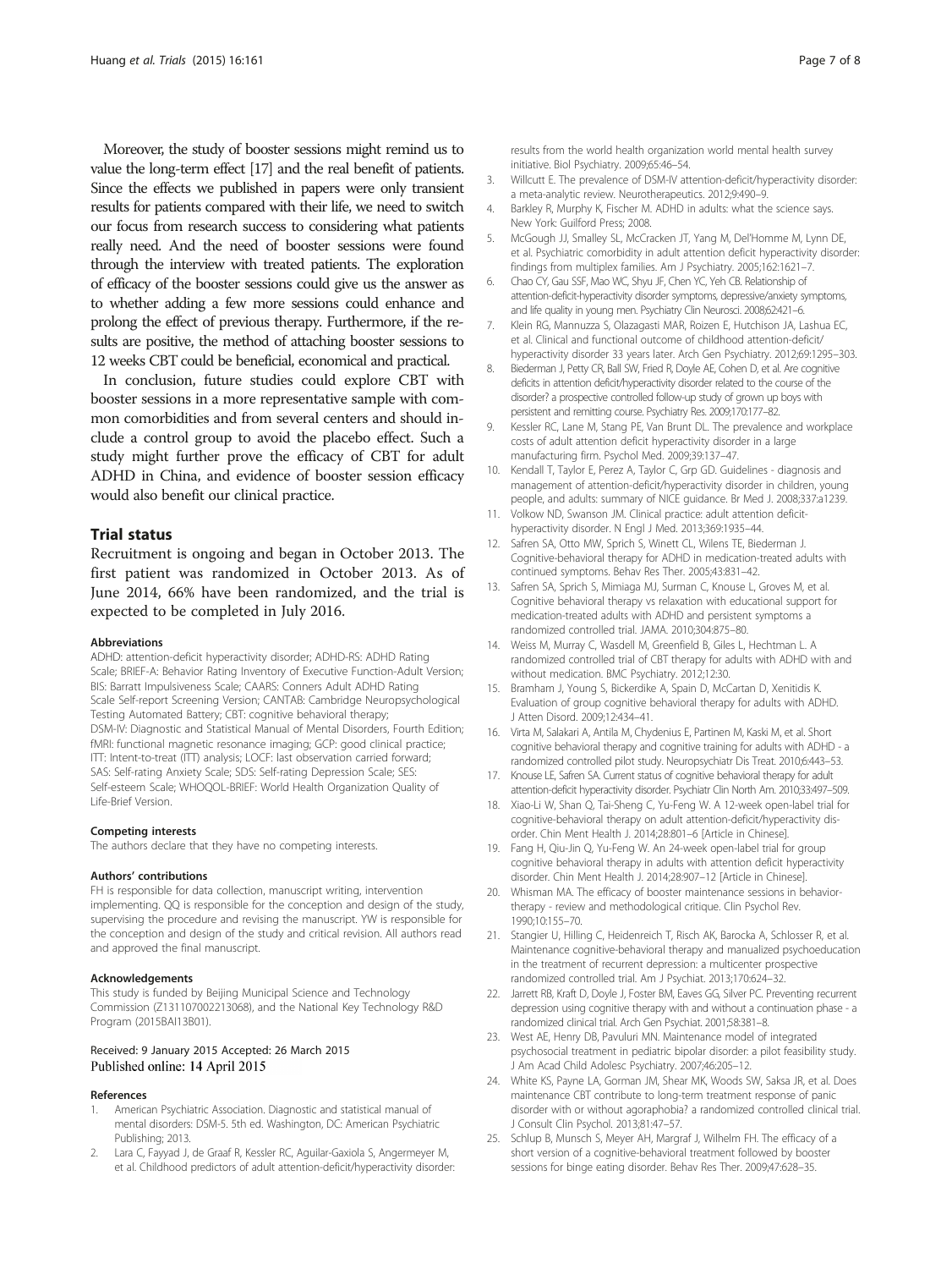Moreover, the study of booster sessions might remind us to value the long-term effect [17] and the real benefit of patients. Since the effects we published in papers were only transient results for patients compared with their life, we need to switch our focus from research success to considering what patients really need. And the need of booster sessions were found through the interview with treated patients. The exploration of efficacy of the booster sessions could give us the answer as to whether adding a few more sessions could enhance and prolong the effect of previous therapy. Furthermore, if the results are positive, the method of attaching booster sessions to 12 weeks CBT could be beneficial, economical and practical.

In conclusion, future studies could explore CBT with booster sessions in a more representative sample with common comorbidities and from several centers and should include a control group to avoid the placebo effect. Such a study might further prove the efficacy of CBT for adult ADHD in China, and evidence of booster session efficacy would also benefit our clinical practice.

## Trial status

Recruitment is ongoing and began in October 2013. The first patient was randomized in October 2013. As of June 2014, 66% have been randomized, and the trial is expected to be completed in July 2016.

#### Abbreviations

ADHD: attention-deficit hyperactivity disorder; ADHD-RS: ADHD Rating Scale; BRIEF-A: Behavior Rating Inventory of Executive Function-Adult Version; BIS: Barratt Impulsiveness Scale; CAARS: Conners Adult ADHD Rating Scale Self-report Screening Version; CANTAB: Cambridge Neuropsychological Testing Automated Battery; CBT: cognitive behavioral therapy; DSM-IV: Diagnostic and Statistical Manual of Mental Disorders, Fourth Edition; fMRI: functional magnetic resonance imaging; GCP: good clinical practice; ITT: Intent-to-treat (ITT) analysis; LOCF: last observation carried forward; SAS: Self-rating Anxiety Scale; SDS: Self-rating Depression Scale; SES: Self-esteem Scale; WHOQOL-BRIEF: World Health Organization Quality of Life-Brief Version.

#### Competing interests

The authors declare that they have no competing interests.

#### Authors' contributions

FH is responsible for data collection, manuscript writing, intervention implementing. QQ is responsible for the conception and design of the study, supervising the procedure and revising the manuscript. YW is responsible for the conception and design of the study and critical revision. All authors read and approved the final manuscript.

#### Acknowledgements

This study is funded by Beijing Municipal Science and Technology Commission (Z131107002213068), and the National Key Technology R&D Program (2015BAI13B01).

Received: 9 January 2015 Accepted: 26 March 2015
Published online: 14 April 2015

#### References

1. American Psychiatric Association. Diagnostic and statistical manual of mental disorders: DSM-5. 5th ed. Washington, DC: American Psychiatric Publishing; 2013.
2. Lara C, Fayyad J, de Graaf R, Kessler RC, Aguilar-Gaxiola S, Angermeyer M, et al. Childhood predictors of adult attention-deficit/hyperactivity disorder: results from the world health organization world mental health survey initiative. Biol Psychiatry. 2009;65:46–54.
3. Willcutt E. The prevalence of DSM-IV attention-deficit/hyperactivity disorder: a meta-analytic review. Neurotherapeutics. 2012;9:490–9.
4. Barkley R, Murphy K, Fischer M. ADHD in adults: what the science says. New York: Guilford Press; 2008.
5. McGough JJ, Smalley SL, McCracken JT, Yang M, Del'Homme M, Lynn DE, et al. Psychiatric comorbidity in adult attention deficit hyperactivity disorder: findings from multiplex families. Am J Psychiatry. 2005;162:1621–7.
6. Chao CY, Gau SSF, Mao WC, Shyu JF, Chen YC, Yeh CB. Relationship of attention-deficit-hyperactivity disorder symptoms, depressive/anxiety symptoms, and life quality in young men. Psychiatry Clin Neurosci. 2008;62:421–6.
7. Klein RG, Mannuzza S, Olazagasti MAR, Roizen E, Hutchison JA, Lashua EC, et al. Clinical and functional outcome of childhood attention-deficit/hyperactivity disorder 33 years later. Arch Gen Psychiatry. 2012;69:1295–303.
8. Biederman J, Petty CR, Ball SW, Fried R, Doyle AE, Cohen D, et al. Are cognitive deficits in attention deficit/hyperactivity disorder related to the course of the disorder? a prospective controlled follow-up study of grown up boys with persistent and remitting course. Psychiatry Res. 2009;170:177–82.
9. Kessler RC, Lane M, Stang PE, Van Brunt DL. The prevalence and workplace costs of adult attention deficit hyperactivity disorder in a large manufacturing firm. Psychol Med. 2009;39:137–47.
10. Kendall T, Taylor E, Perez A, Taylor C, Grp GD. Guidelines - diagnosis and management of attention-deficit/hyperactivity disorder in children, young people, and adults: summary of NICE guidance. Br Med J. 2008;337:a1239.
11. Volkow ND, Swanson JM. Clinical practice: adult attention deficit-hyperactivity disorder. N Engl J Med. 2013;369:1935–44.
12. Safren SA, Otto MW, Sprich S, Winett CL, Wilens TE, Biederman J. Cognitive-behavioral therapy for ADHD in medication-treated adults with continued symptoms. Behav Res Ther. 2005;43:831–42.
13. Safren SA, Sprich S, Mimiaga MJ, Surman C, Knouse L, Groves M, et al. Cognitive behavioral therapy vs relaxation with educational support for medication-treated adults with ADHD and persistent symptoms a randomized controlled trial. JAMA. 2010;304:875–80.
14. Weiss M, Murray C, Wasdell M, Greenfield B, Giles L, Hechtman L. A randomized controlled trial of CBT therapy for adults with ADHD with and without medication. BMC Psychiatry. 2012;12:30.
15. Bramham J, Young S, Bickerdike A, Spain D, McCartan D, Xenitidis K. Evaluation of group cognitive behavioral therapy for adults with ADHD. J Atten Disord. 2009;12:434–41.
16. Virta M, Salakari A, Antila M, Chydenius E, Partinen M, Kaski M, et al. Short cognitive behavioral therapy and cognitive training for adults with ADHD - a randomized controlled pilot study. Neuropsychiatr Dis Treat. 2010;6:443–53.
17. Knouse LE, Safren SA. Current status of cognitive behavioral therapy for adult attention-deficit hyperactivity disorder. Psychiatr Clin North Am. 2010;33:497–509.
18. Xiao-Li W, Shan Q, Tai-Sheng C, Yu-Feng W. A 12-week open-label trial for cognitive-behavioral therapy on adult attention-deficit/hyperactivity disorder. Chin Ment Health J. 2014;28:801–6 [Article in Chinese].
19. Fang H, Qiu-Jin Q, Yu-Feng W. An 24-week open-label trial for group cognitive behavioral therapy in adults with attention deficit hyperactivity disorder. Chin Ment Health J. 2014;28:907–12 [Article in Chinese].
20. Whisman MA. The efficacy of booster maintenance sessions in behavior-therapy - review and methodological critique. Clin Psychol Rev. 1990;10:155–70.
21. Stangier U, Hilling C, Heidenreich T, Risch AK, Barocka A, Schlosser R, et al. Maintenance cognitive-behavioral therapy and manualized psychoeducation in the treatment of recurrent depression: a multicenter prospective randomized controlled trial. Am J Psychiat. 2013;170:624–32.
22. Jarrett RB, Kraft D, Doyle J, Foster BM, Eaves GG, Silver PC. Preventing recurrent depression using cognitive therapy with and without a continuation phase - a randomized clinical trial. Arch Gen Psychiat. 2001;58:381–8.
23. West AE, Henry DB, Pavuluri MN. Maintenance model of integrated psychosocial treatment in pediatric bipolar disorder: a pilot feasibility study. J Am Acad Child Adolesc Psychiatry. 2007;46:205–12.
24. White KS, Payne LA, Gorman JM, Shear MK, Woods SW, Saksa JR, et al. Does maintenance CBT contribute to long-term treatment response of panic disorder with or without agoraphobia? a randomized controlled clinical trial. J Consult Clin Psychol. 2013;81:47–57.
25. Schlup B, Munsch S, Meyer AH, Margraf J, Wilhelm FH. The efficacy of a short version of a cognitive-behavioral treatment followed by booster sessions for binge eating disorder. Behav Res Ther. 2009;47:628–35.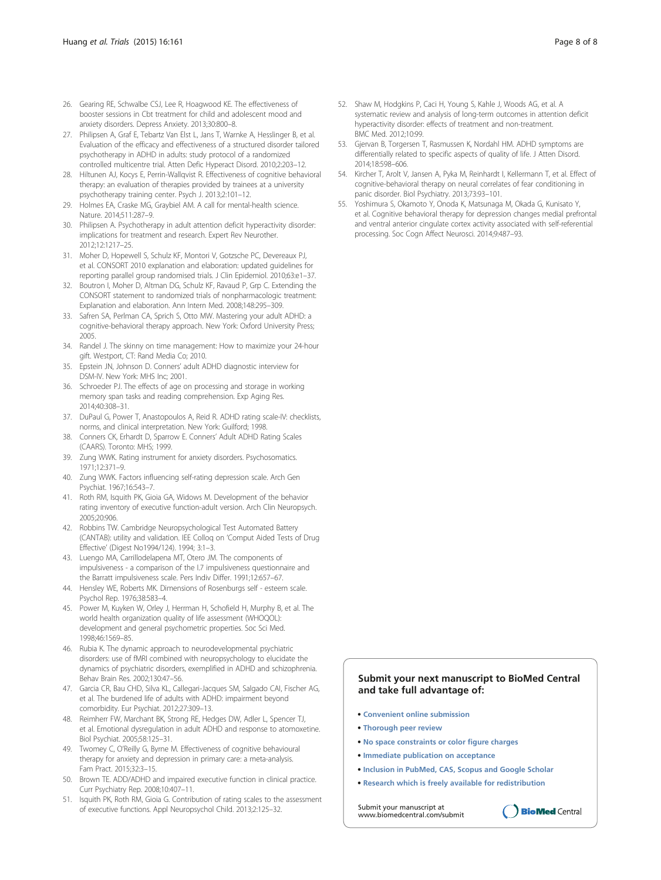26. Gearing RE, Schwalbe CSJ, Lee R, Hoagwood KE. The effectiveness of booster sessions in Cbt treatment for child and adolescent mood and anxiety disorders. Depress Anxiety. 2013;30:800–8.
27. Philipsen A, Graf E, Tebartz Van Elst L, Jans T, Warnke A, Hesslinger B, et al. Evaluation of the efficacy and effectiveness of a structured disorder tailored psychotherapy in ADHD in adults: study protocol of a randomized controlled multicentre trial. Atten Defic Hyperact Disord. 2010;2:203–12.
28. Hiltunen AJ, Kocys E, Perrin-Wallqvist R. Effectiveness of cognitive behavioral therapy: an evaluation of therapies provided by trainees at a university psychotherapy training center. Psych J. 2013;2:101–12.
29. Holmes EA, Craske MG, Graybiel AM. A call for mental-health science. Nature. 2014;511:287–9.
30. Philipsen A. Psychotherapy in adult attention deficit hyperactivity disorder: implications for treatment and research. Expert Rev Neurother. 2012;12:1217–25.
31. Moher D, Hopewell S, Schulz KF, Montori V, Gotzsche PC, Devereaux PJ, et al. CONSORT 2010 explanation and elaboration: updated guidelines for reporting parallel group randomised trials. J Clin Epidemiol. 2010;63:e1–37.
32. Boutron I, Moher D, Altman DG, Schulz KF, Ravaud P, Grp C. Extending the CONSORT statement to randomized trials of nonpharmacologic treatment: Explanation and elaboration. Ann Intern Med. 2008;148:295–309.
33. Safren SA, Perlman CA, Sprich S, Otto MW. Mastering your adult ADHD: a cognitive-behavioral therapy approach. New York: Oxford University Press; 2005.
34. Randel J. The skinny on time management: How to maximize your 24-hour gift. Westport, CT: Rand Media Co; 2010.
35. Epstein JN, Johnson D. Conners' adult ADHD diagnostic interview for DSM-IV. New York: MHS Inc; 2001.
36. Schroeder PJ. The effects of age on processing and storage in working memory span tasks and reading comprehension. Exp Aging Res. 2014;40:308–31.
37. DuPaul G, Power T, Anastopoulos A, Reid R. ADHD rating scale-IV: checklists, norms, and clinical interpretation. New York: Guilford; 1998.
38. Conners CK, Erhardt D, Sparrow E. Conners' Adult ADHD Rating Scales (CAARS). Toronto: MHS; 1999.
39. Zung WWK. Rating instrument for anxiety disorders. Psychosomatics. 1971;12:371–9.
40. Zung WWK. Factors influencing self-rating depression scale. Arch Gen Psychiat. 1967;16:543–7.
41. Roth RM, Isquith PK, Gioia GA, Widows M. Development of the behavior rating inventory of executive function-adult version. Arch Clin Neuropsych. 2005;20:906.
42. Robbins TW. Cambridge Neuropsychological Test Automated Battery (CANTAB): utility and validation. IEE Colloq on 'Comput Aided Tests of Drug Effective' (Digest No1994/124). 1994; 3:1–3.
43. Luengo MA, Carrillodelapena MT, Otero JM. The components of impulsiveness - a comparison of the I.7 impulsiveness questionnaire and the Barratt impulsiveness scale. Pers Indiv Differ. 1991;12:657–67.
44. Hensley WE, Roberts MK. Dimensions of Rosenburgs self - esteem scale. Psychol Rep. 1976;38:583–4.
45. Power M, Kuyken W, Orley J, Herrman H, Schofield H, Murphy B, et al. The world health organization quality of life assessment (WHOQOL): development and general psychometric properties. Soc Sci Med. 1998;46:1569–85.
46. Rubia K. The dynamic approach to neurodevelopmental psychiatric disorders: use of fMRI combined with neuropsychology to elucidate the dynamics of psychiatric disorders, exemplified in ADHD and schizophrenia. Behav Brain Res. 2002;130:47–56.
47. Garcia CR, Bau CHD, Silva KL, Callegari-Jacques SM, Salgado CAI, Fischer AG, et al. The burdened life of adults with ADHD: impairment beyond comorbidity. Eur Psychiat. 2012;27:309–13.
48. Reimherr FW, Marchant BK, Strong RE, Hedges DW, Adler L, Spencer TJ, et al. Emotional dysregulation in adult ADHD and response to atomoxetine. Biol Psychiat. 2005;58:125–31.
49. Twomey C, O'Reilly G, Byrne M. Effectiveness of cognitive behavioural therapy for anxiety and depression in primary care: a meta-analysis. Fam Pract. 2015;32:3–15.
50. Brown TE. ADD/ADHD and impaired executive function in clinical practice. Curr Psychiatry Rep. 2008;10:407–11.
51. Isquith PK, Roth RM, Gioia G. Contribution of rating scales to the assessment of executive functions. Appl Neuropsychol Child. 2013;2:125–32.
52. Shaw M, Hodgkins P, Caci H, Young S, Kahle J, Woods AG, et al. A systematic review and analysis of long-term outcomes in attention deficit hyperactivity disorder: effects of treatment and non-treatment. BMC Med. 2012;10:99.
53. Gjervan B, Torgersen T, Rasmussen K, Nordahl HM. ADHD symptoms are differentially related to specific aspects of quality of life. J Atten Disord. 2014;18:598–606.
54. Kircher T, Arolt V, Jansen A, Pyka M, Reinhardt I, Kellermann T, et al. Effect of cognitive-behavioral therapy on neural correlates of fear conditioning in panic disorder. Biol Psychiatry. 2013;73:93–101.
55. Yoshimura S, Okamoto Y, Onoda K, Matsunaga M, Okada G, Kunisato Y, et al. Cognitive behavioral therapy for depression changes medial prefrontal and ventral anterior cingulate cortex activity associated with self-referential processing. Soc Cogn Affect Neurosci. 2014;9:487–93.

**Submit your next manuscript to BioMed Central and take full advantage of:**

- **Convenient online submission**
- **Thorough peer review**
- **No space constraints or color figure charges**
- **Immediate publication on acceptance**
- **Inclusion in PubMed, CAS, Scopus and Google Scholar**
- **Research which is freely available for redistribution**

Submit your manuscript at
www.biomedcentral.com/submit

BioMed Central